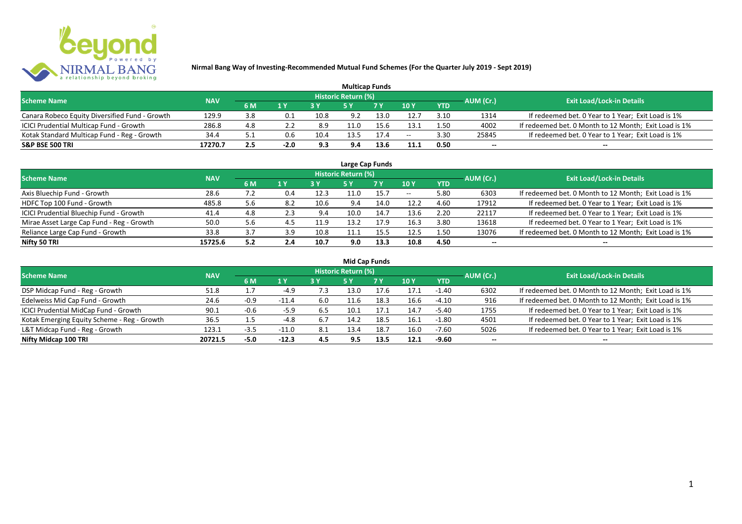# Nirmal Bang Way of Investing-Recommended Mutual Fund Schemes (For the Quarter July 2019 - Sept 2019)

## Multicap Funds

| Scheme Name | NAV | Historic Return (%) | | | | | | | AUM (Cr.) | Exit Load/Lock-in Details |
|---|---|---|---|---|---|---|---|---|---|---|
| | | 6 M | 1 Y | 3 Y | 5 Y | 7 Y | 10 Y | YTD | | |
| Canara Robeco Equity Diversified Fund - Growth | 129.9 | 3.8 | 0.1 | 10.8 | 9.2 | 13.0 | 12.7 | 3.10 | 1314 | If redeemed bet. 0 Year to 1 Year; Exit Load is 1% |
| ICICI Prudential Multicap Fund - Growth | 286.8 | 4.8 | 2.2 | 8.9 | 11.0 | 15.6 | 13.1 | 1.50 | 4002 | If redeemed bet. 0 Month to 12 Month; Exit Load is 1% |
| Kotak Standard Multicap Fund - Reg - Growth | 34.4 | 5.1 | 0.6 | 10.4 | 13.5 | 17.4 | -- | 3.30 | 25845 | If redeemed bet. 0 Year to 1 Year; Exit Load is 1% |
| **S&P BSE 500 TRI** | **17270.7** | **2.5** | **-2.0** | **9.3** | **9.4** | **13.6** | **11.1** | **0.50** | **--** | **--** |

## Large Cap Funds

| Scheme Name | NAV | Historic Return (%) | | | | | | | AUM (Cr.) | Exit Load/Lock-in Details |
|---|---|---|---|---|---|---|---|---|---|---|
| | | 6 M | 1 Y | 3 Y | 5 Y | 7 Y | 10 Y | YTD | | |
| Axis Bluechip Fund - Growth | 28.6 | 7.2 | 0.4 | 12.3 | 11.0 | 15.7 | -- | 5.80 | 6303 | If redeemed bet. 0 Month to 12 Month; Exit Load is 1% |
| HDFC Top 100 Fund - Growth | 485.8 | 5.6 | 8.2 | 10.6 | 9.4 | 14.0 | 12.2 | 4.60 | 17912 | If redeemed bet. 0 Year to 1 Year; Exit Load is 1% |
| ICICI Prudential Bluechip Fund - Growth | 41.4 | 4.8 | 2.3 | 9.4 | 10.0 | 14.7 | 13.6 | 2.20 | 22117 | If redeemed bet. 0 Year to 1 Year; Exit Load is 1% |
| Mirae Asset Large Cap Fund - Reg - Growth | 50.0 | 5.6 | 4.5 | 11.9 | 13.2 | 17.9 | 16.3 | 3.80 | 13618 | If redeemed bet. 0 Year to 1 Year; Exit Load is 1% |
| Reliance Large Cap Fund - Growth | 33.8 | 3.7 | 3.9 | 10.8 | 11.1 | 15.5 | 12.5 | 1.50 | 13076 | If redeemed bet. 0 Month to 12 Month; Exit Load is 1% |
| **Nifty 50 TRI** | **15725.6** | **5.2** | **2.4** | **10.7** | **9.0** | **13.3** | **10.8** | **4.50** | **--** | **--** |

## Mid Cap Funds

| Scheme Name | NAV | Historic Return (%) | | | | | | | AUM (Cr.) | Exit Load/Lock-in Details |
|---|---|---|---|---|---|---|---|---|---|---|
| | | 6 M | 1 Y | 3 Y | 5 Y | 7 Y | 10 Y | YTD | | |
| DSP Midcap Fund - Reg - Growth | 51.8 | 1.7 | -4.9 | 7.3 | 13.0 | 17.6 | 17.1 | -1.40 | 6302 | If redeemed bet. 0 Month to 12 Month; Exit Load is 1% |
| Edelweiss Mid Cap Fund - Growth | 24.6 | -0.9 | -11.4 | 6.0 | 11.6 | 18.3 | 16.6 | -4.10 | 916 | If redeemed bet. 0 Month to 12 Month; Exit Load is 1% |
| ICICI Prudential MidCap Fund - Growth | 90.1 | -0.6 | -5.9 | 6.5 | 10.1 | 17.1 | 14.7 | -5.40 | 1755 | If redeemed bet. 0 Year to 1 Year; Exit Load is 1% |
| Kotak Emerging Equity Scheme - Reg - Growth | 36.5 | 1.5 | -4.8 | 6.7 | 14.2 | 18.5 | 16.1 | -1.80 | 4501 | If redeemed bet. 0 Year to 1 Year; Exit Load is 1% |
| L&T Midcap Fund - Reg - Growth | 123.1 | -3.5 | -11.0 | 8.1 | 13.4 | 18.7 | 16.0 | -7.60 | 5026 | If redeemed bet. 0 Year to 1 Year; Exit Load is 1% |
| **Nifty Midcap 100 TRI** | **20721.5** | **-5.0** | **-12.3** | **4.5** | **9.5** | **13.5** | **12.1** | **-9.60** | **--** | **--** |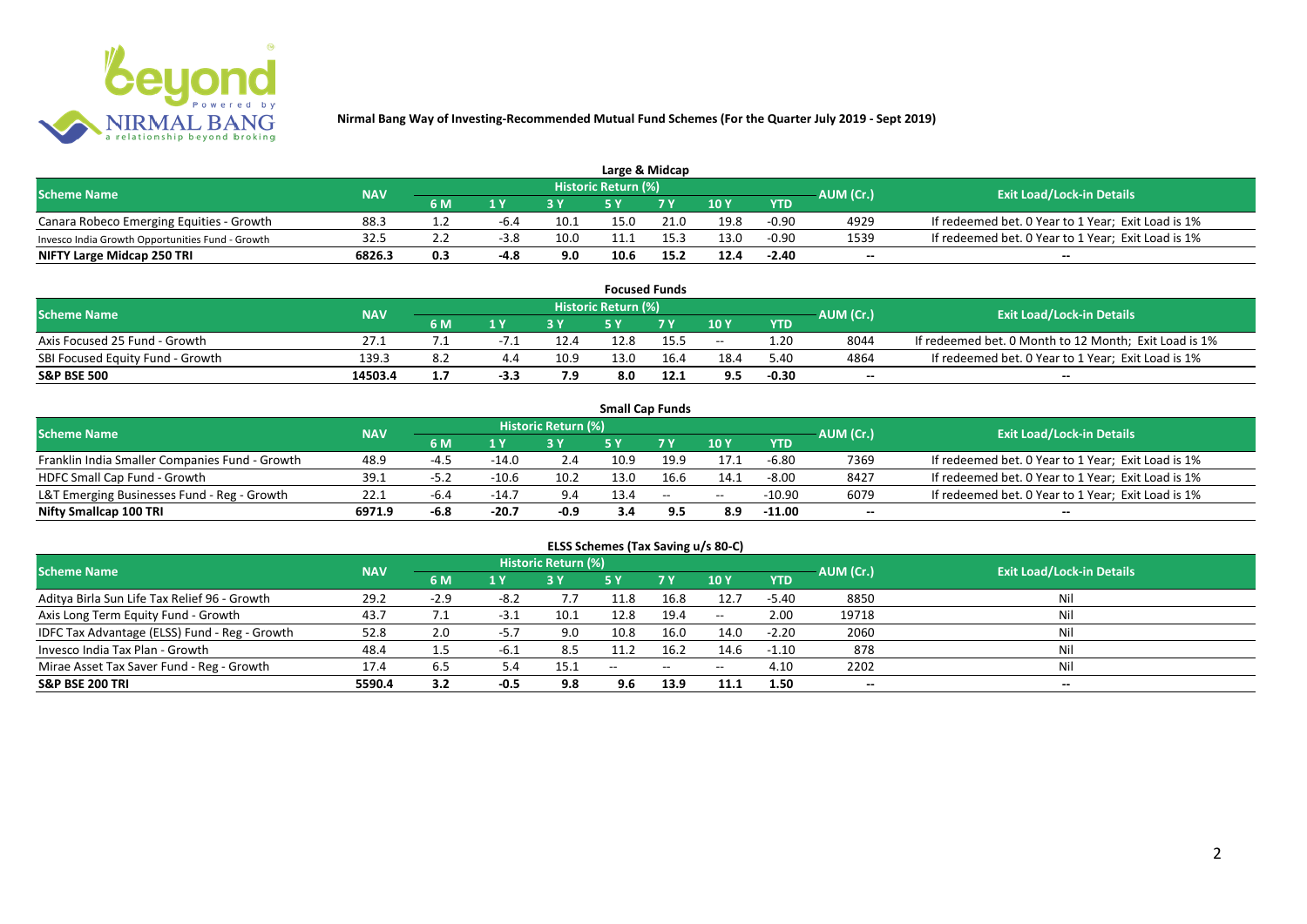# Nirmal Bang Way of Investing-Recommended Mutual Fund Schemes (For the Quarter July 2019 - Sept 2019)

## Large & Midcap

| Scheme Name | NAV | Historic Return (%) | | | | | | | AUM (Cr.) | Exit Load/Lock-in Details |
|---|---|---|---|---|---|---|---|---|---|---|
| | | 6 M | 1 Y | 3 Y | 5 Y | 7 Y | 10 Y | YTD | | |
| Canara Robeco Emerging Equities - Growth | 88.3 | 1.2 | -6.4 | 10.1 | 15.0 | 21.0 | 19.8 | -0.90 | 4929 | If redeemed bet. 0 Year to 1 Year; Exit Load is 1% |
| Invesco India Growth Opportunities Fund - Growth | 32.5 | 2.2 | -3.8 | 10.0 | 11.1 | 15.3 | 13.0 | -0.90 | 1539 | If redeemed bet. 0 Year to 1 Year; Exit Load is 1% |
| **NIFTY Large Midcap 250 TRI** | **6826.3** | **0.3** | **-4.8** | **9.0** | **10.6** | **15.2** | **12.4** | **-2.40** | **--** | **--** |

## Focused Funds

| Scheme Name | NAV | Historic Return (%) | | | | | | | AUM (Cr.) | Exit Load/Lock-in Details |
|---|---|---|---|---|---|---|---|---|---|---|
| | | 6 M | 1 Y | 3 Y | 5 Y | 7 Y | 10 Y | YTD | | |
| Axis Focused 25 Fund - Growth | 27.1 | 7.1 | -7.1 | 12.4 | 12.8 | 15.5 | -- | 1.20 | 8044 | If redeemed bet. 0 Month to 12 Month; Exit Load is 1% |
| SBI Focused Equity Fund - Growth | 139.3 | 8.2 | 4.4 | 10.9 | 13.0 | 16.4 | 18.4 | 5.40 | 4864 | If redeemed bet. 0 Year to 1 Year; Exit Load is 1% |
| **S&P BSE 500** | **14503.4** | **1.7** | **-3.3** | **7.9** | **8.0** | **12.1** | **9.5** | **-0.30** | **--** | **--** |

## Small Cap Funds

| Scheme Name | NAV | Historic Return (%) | | | | | | | AUM (Cr.) | Exit Load/Lock-in Details |
|---|---|---|---|---|---|---|---|---|---|---|
| | | 6 M | 1 Y | 3 Y | 5 Y | 7 Y | 10 Y | YTD | | |
| Franklin India Smaller Companies Fund - Growth | 48.9 | -4.5 | -14.0 | 2.4 | 10.9 | 19.9 | 17.1 | -6.80 | 7369 | If redeemed bet. 0 Year to 1 Year; Exit Load is 1% |
| HDFC Small Cap Fund - Growth | 39.1 | -5.2 | -10.6 | 10.2 | 13.0 | 16.6 | 14.1 | -8.00 | 8427 | If redeemed bet. 0 Year to 1 Year; Exit Load is 1% |
| L&T Emerging Businesses Fund - Reg - Growth | 22.1 | -6.4 | -14.7 | 9.4 | 13.4 | -- | -- | -10.90 | 6079 | If redeemed bet. 0 Year to 1 Year; Exit Load is 1% |
| **Nifty Smallcap 100 TRI** | **6971.9** | **-6.8** | **-20.7** | **-0.9** | **3.4** | **9.5** | **8.9** | **-11.00** | **--** | **--** |

## ELSS Schemes (Tax Saving u/s 80-C)

| Scheme Name | NAV | Historic Return (%) | | | | | | | AUM (Cr.) | Exit Load/Lock-in Details |
|---|---|---|---|---|---|---|---|---|---|---|
| | | 6 M | 1 Y | 3 Y | 5 Y | 7 Y | 10 Y | YTD | | |
| Aditya Birla Sun Life Tax Relief 96 - Growth | 29.2 | -2.9 | -8.2 | 7.7 | 11.8 | 16.8 | 12.7 | -5.40 | 8850 | Nil |
| Axis Long Term Equity Fund - Growth | 43.7 | 7.1 | -3.1 | 10.1 | 12.8 | 19.4 | -- | 2.00 | 19718 | Nil |
| IDFC Tax Advantage (ELSS) Fund - Reg - Growth | 52.8 | 2.0 | -5.7 | 9.0 | 10.8 | 16.0 | 14.0 | -2.20 | 2060 | Nil |
| Invesco India Tax Plan - Growth | 48.4 | 1.5 | -6.1 | 8.5 | 11.2 | 16.2 | 14.6 | -1.10 | 878 | Nil |
| Mirae Asset Tax Saver Fund - Reg - Growth | 17.4 | 6.5 | 5.4 | 15.1 | -- | -- | -- | 4.10 | 2202 | Nil |
| **S&P BSE 200 TRI** | **5590.4** | **3.2** | **-0.5** | **9.8** | **9.6** | **13.9** | **11.1** | **1.50** | **--** | **--** |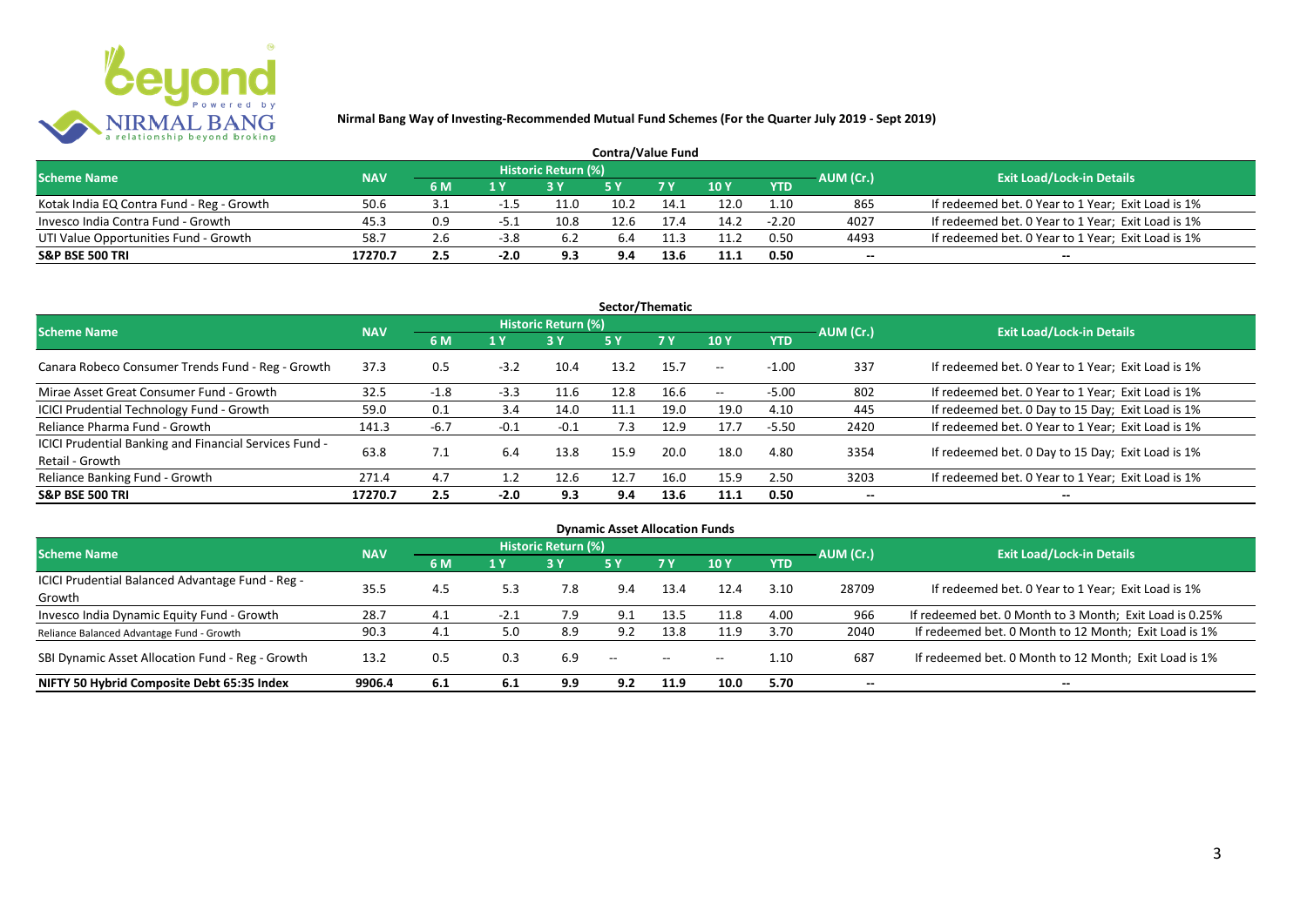**Nirmal Bang Way of Investing-Recommended Mutual Fund Schemes (For the Quarter July 2019 - Sept 2019)**

## Contra/Value Fund

| Scheme Name | NAV | Historic Return (%) | | | | | | | AUM (Cr.) | Exit Load/Lock-in Details |
|---|---|---|---|---|---|---|---|---|---|---|
| | | 6 M | 1 Y | 3 Y | 5 Y | 7 Y | 10 Y | YTD | | |
| Kotak India EQ Contra Fund - Reg - Growth | 50.6 | 3.1 | -1.5 | 11.0 | 10.2 | 14.1 | 12.0 | 1.10 | 865 | If redeemed bet. 0 Year to 1 Year; Exit Load is 1% |
| Invesco India Contra Fund - Growth | 45.3 | 0.9 | -5.1 | 10.8 | 12.6 | 17.4 | 14.2 | -2.20 | 4027 | If redeemed bet. 0 Year to 1 Year; Exit Load is 1% |
| UTI Value Opportunities Fund - Growth | 58.7 | 2.6 | -3.8 | 6.2 | 6.4 | 11.3 | 11.2 | 0.50 | 4493 | If redeemed bet. 0 Year to 1 Year; Exit Load is 1% |
| **S&P BSE 500 TRI** | **17270.7** | **2.5** | **-2.0** | **9.3** | **9.4** | **13.6** | **11.1** | **0.50** | **--** | **--** |

## Sector/Thematic

| Scheme Name | NAV | Historic Return (%) | | | | | | | AUM (Cr.) | Exit Load/Lock-in Details |
|---|---|---|---|---|---|---|---|---|---|---|
| | | 6 M | 1 Y | 3 Y | 5 Y | 7 Y | 10 Y | YTD | | |
| Canara Robeco Consumer Trends Fund - Reg - Growth | 37.3 | 0.5 | -3.2 | 10.4 | 13.2 | 15.7 | -- | -1.00 | 337 | If redeemed bet. 0 Year to 1 Year; Exit Load is 1% |
| Mirae Asset Great Consumer Fund - Growth | 32.5 | -1.8 | -3.3 | 11.6 | 12.8 | 16.6 | -- | -5.00 | 802 | If redeemed bet. 0 Year to 1 Year; Exit Load is 1% |
| ICICI Prudential Technology Fund - Growth | 59.0 | 0.1 | 3.4 | 14.0 | 11.1 | 19.0 | 19.0 | 4.10 | 445 | If redeemed bet. 0 Day to 15 Day; Exit Load is 1% |
| Reliance Pharma Fund - Growth | 141.3 | -6.7 | -0.1 | -0.1 | 7.3 | 12.9 | 17.7 | -5.50 | 2420 | If redeemed bet. 0 Year to 1 Year; Exit Load is 1% |
| ICICI Prudential Banking and Financial Services Fund - Retail - Growth | 63.8 | 7.1 | 6.4 | 13.8 | 15.9 | 20.0 | 18.0 | 4.80 | 3354 | If redeemed bet. 0 Day to 15 Day; Exit Load is 1% |
| Reliance Banking Fund - Growth | 271.4 | 4.7 | 1.2 | 12.6 | 12.7 | 16.0 | 15.9 | 2.50 | 3203 | If redeemed bet. 0 Year to 1 Year; Exit Load is 1% |
| **S&P BSE 500 TRI** | **17270.7** | **2.5** | **-2.0** | **9.3** | **9.4** | **13.6** | **11.1** | **0.50** | **--** | **--** |

## Dynamic Asset Allocation Funds

| Scheme Name | NAV | Historic Return (%) | | | | | | | AUM (Cr.) | Exit Load/Lock-in Details |
|---|---|---|---|---|---|---|---|---|---|---|
| | | 6 M | 1 Y | 3 Y | 5 Y | 7 Y | 10 Y | YTD | | |
| ICICI Prudential Balanced Advantage Fund - Reg - Growth | 35.5 | 4.5 | 5.3 | 7.8 | 9.4 | 13.4 | 12.4 | 3.10 | 28709 | If redeemed bet. 0 Year to 1 Year; Exit Load is 1% |
| Invesco India Dynamic Equity Fund - Growth | 28.7 | 4.1 | -2.1 | 7.9 | 9.1 | 13.5 | 11.8 | 4.00 | 966 | If redeemed bet. 0 Month to 3 Month; Exit Load is 0.25% |
| Reliance Balanced Advantage Fund - Growth | 90.3 | 4.1 | 5.0 | 8.9 | 9.2 | 13.8 | 11.9 | 3.70 | 2040 | If redeemed bet. 0 Month to 12 Month; Exit Load is 1% |
| SBI Dynamic Asset Allocation Fund - Reg - Growth | 13.2 | 0.5 | 0.3 | 6.9 | -- | -- | -- | 1.10 | 687 | If redeemed bet. 0 Month to 12 Month; Exit Load is 1% |
| **NIFTY 50 Hybrid Composite Debt 65:35 Index** | **9906.4** | **6.1** | **6.1** | **9.9** | **9.2** | **11.9** | **10.0** | **5.70** | **--** | **--** |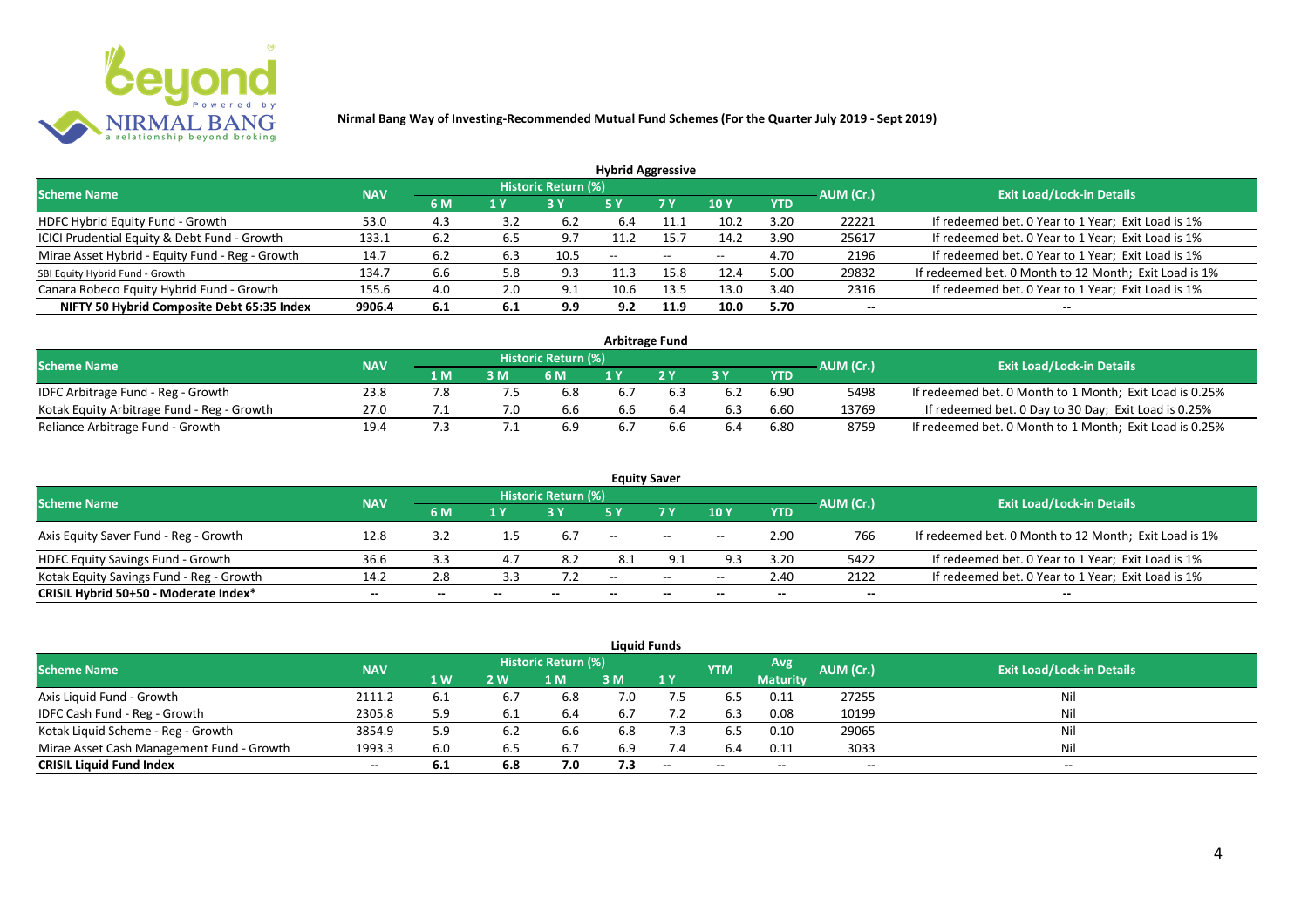**Nirmal Bang Way of Investing-Recommended Mutual Fund Schemes (For the Quarter July 2019 - Sept 2019)**

## Hybrid Aggressive

| Scheme Name | NAV | Historic Return (%) | | | | | | | AUM (Cr.) | Exit Load/Lock-in Details |
|---|---|---|---|---|---|---|---|---|---|---|
| | | 6 M | 1 Y | 3 Y | 5 Y | 7 Y | 10 Y | YTD | | |
| HDFC Hybrid Equity Fund - Growth | 53.0 | 4.3 | 3.2 | 6.2 | 6.4 | 11.1 | 10.2 | 3.20 | 22221 | If redeemed bet. 0 Year to 1 Year; Exit Load is 1% |
| ICICI Prudential Equity & Debt Fund - Growth | 133.1 | 6.2 | 6.5 | 9.7 | 11.2 | 15.7 | 14.2 | 3.90 | 25617 | If redeemed bet. 0 Year to 1 Year; Exit Load is 1% |
| Mirae Asset Hybrid - Equity Fund - Reg - Growth | 14.7 | 6.2 | 6.3 | 10.5 | -- | -- | -- | 4.70 | 2196 | If redeemed bet. 0 Year to 1 Year; Exit Load is 1% |
| SBI Equity Hybrid Fund - Growth | 134.7 | 6.6 | 5.8 | 9.3 | 11.3 | 15.8 | 12.4 | 5.00 | 29832 | If redeemed bet. 0 Month to 12 Month; Exit Load is 1% |
| Canara Robeco Equity Hybrid Fund - Growth | 155.6 | 4.0 | 2.0 | 9.1 | 10.6 | 13.5 | 13.0 | 3.40 | 2316 | If redeemed bet. 0 Year to 1 Year; Exit Load is 1% |
| **NIFTY 50 Hybrid Composite Debt 65:35 Index** | **9906.4** | **6.1** | **6.1** | **9.9** | **9.2** | **11.9** | **10.0** | **5.70** | **--** | **--** |

## Arbitrage Fund

| Scheme Name | NAV | Historic Return (%) | | | | | | | AUM (Cr.) | Exit Load/Lock-in Details |
|---|---|---|---|---|---|---|---|---|---|---|
| | | 1 M | 3 M | 6 M | 1 Y | 2 Y | 3 Y | YTD | | |
| IDFC Arbitrage Fund - Reg - Growth | 23.8 | 7.8 | 7.5 | 6.8 | 6.7 | 6.3 | 6.2 | 6.90 | 5498 | If redeemed bet. 0 Month to 1 Month; Exit Load is 0.25% |
| Kotak Equity Arbitrage Fund - Reg - Growth | 27.0 | 7.1 | 7.0 | 6.6 | 6.6 | 6.4 | 6.3 | 6.60 | 13769 | If redeemed bet. 0 Day to 30 Day; Exit Load is 0.25% |
| Reliance Arbitrage Fund - Growth | 19.4 | 7.3 | 7.1 | 6.9 | 6.7 | 6.6 | 6.4 | 6.80 | 8759 | If redeemed bet. 0 Month to 1 Month; Exit Load is 0.25% |

## Equity Saver

| Scheme Name | NAV | Historic Return (%) | | | | | | | AUM (Cr.) | Exit Load/Lock-in Details |
|---|---|---|---|---|---|---|---|---|---|---|
| | | 6 M | 1 Y | 3 Y | 5 Y | 7 Y | 10 Y | YTD | | |
| Axis Equity Saver Fund - Reg - Growth | 12.8 | 3.2 | 1.5 | 6.7 | -- | -- | -- | 2.90 | 766 | If redeemed bet. 0 Month to 12 Month; Exit Load is 1% |
| HDFC Equity Savings Fund - Growth | 36.6 | 3.3 | 4.7 | 8.2 | 8.1 | 9.1 | 9.3 | 3.20 | 5422 | If redeemed bet. 0 Year to 1 Year; Exit Load is 1% |
| Kotak Equity Savings Fund - Reg - Growth | 14.2 | 2.8 | 3.3 | 7.2 | -- | -- | -- | 2.40 | 2122 | If redeemed bet. 0 Year to 1 Year; Exit Load is 1% |
| **CRISIL Hybrid 50+50 - Moderate Index*** | **--** | **--** | **--** | **--** | **--** | **--** | **--** | **--** | **--** | **--** |

## Liquid Funds

| Scheme Name | NAV | Historic Return (%) | | | | | YTM | Avg Maturity | AUM (Cr.) | Exit Load/Lock-in Details |
|---|---|---|---|---|---|---|---|---|---|---|
| | | 1 W | 2 W | 1 M | 3 M | 1 Y | | | | |
| Axis Liquid Fund - Growth | 2111.2 | 6.1 | 6.7 | 6.8 | 7.0 | 7.5 | 6.5 | 0.11 | 27255 | Nil |
| IDFC Cash Fund - Reg - Growth | 2305.8 | 5.9 | 6.1 | 6.4 | 6.7 | 7.2 | 6.3 | 0.08 | 10199 | Nil |
| Kotak Liquid Scheme - Reg - Growth | 3854.9 | 5.9 | 6.2 | 6.6 | 6.8 | 7.3 | 6.5 | 0.10 | 29065 | Nil |
| Mirae Asset Cash Management Fund - Growth | 1993.3 | 6.0 | 6.5 | 6.7 | 6.9 | 7.4 | 6.4 | 0.11 | 3033 | Nil |
| **CRISIL Liquid Fund Index** | **--** | **6.1** | **6.8** | **7.0** | **7.3** | **--** | **--** | **--** | **--** | **--** |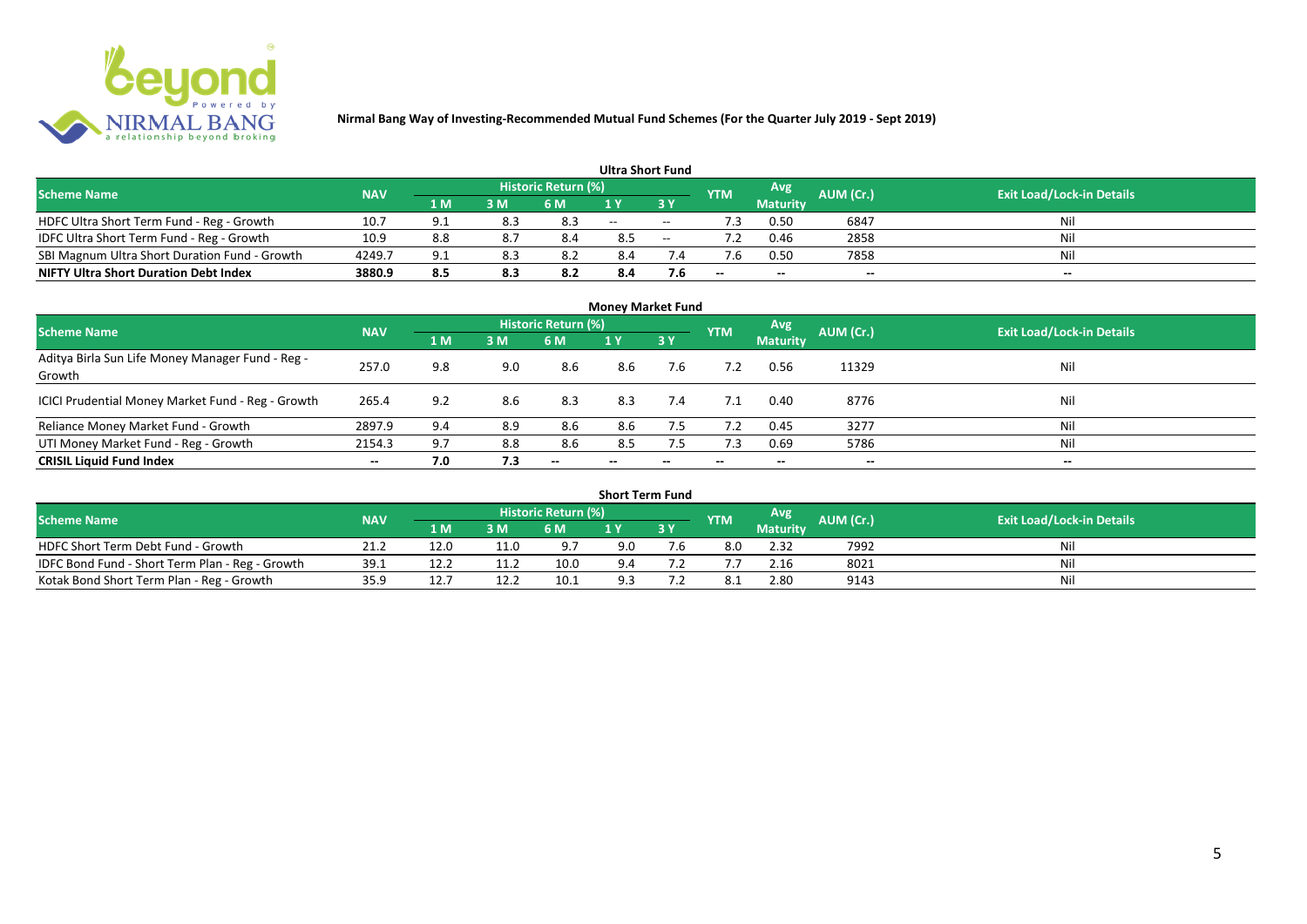**Nirmal Bang Way of Investing-Recommended Mutual Fund Schemes (For the Quarter July 2019 - Sept 2019)**

### Ultra Short Fund

| Scheme Name | NAV | Historic Return (%) | | | | | YTM | Avg Maturity | AUM (Cr.) | Exit Load/Lock-in Details |
|---|---|---|---|---|---|---|---|---|---|---|
| | | 1 M | 3 M | 6 M | 1 Y | 3 Y | | | | |
| HDFC Ultra Short Term Fund - Reg - Growth | 10.7 | 9.1 | 8.3 | 8.3 | -- | -- | 7.3 | 0.50 | 6847 | Nil |
| IDFC Ultra Short Term Fund - Reg - Growth | 10.9 | 8.8 | 8.7 | 8.4 | 8.5 | -- | 7.2 | 0.46 | 2858 | Nil |
| SBI Magnum Ultra Short Duration Fund - Growth | 4249.7 | 9.1 | 8.3 | 8.2 | 8.4 | 7.4 | 7.6 | 0.50 | 7858 | Nil |
| **NIFTY Ultra Short Duration Debt Index** | **3880.9** | **8.5** | **8.3** | **8.2** | **8.4** | **7.6** | -- | -- | -- | -- |

### Money Market Fund

| Scheme Name | NAV | Historic Return (%) | | | | | YTM | Avg Maturity | AUM (Cr.) | Exit Load/Lock-in Details |
|---|---|---|---|---|---|---|---|---|---|---|
| | | 1 M | 3 M | 6 M | 1 Y | 3 Y | | | | |
| Aditya Birla Sun Life Money Manager Fund - Reg - Growth | 257.0 | 9.8 | 9.0 | 8.6 | 8.6 | 7.6 | 7.2 | 0.56 | 11329 | Nil |
| ICICI Prudential Money Market Fund - Reg - Growth | 265.4 | 9.2 | 8.6 | 8.3 | 8.3 | 7.4 | 7.1 | 0.40 | 8776 | Nil |
| Reliance Money Market Fund - Growth | 2897.9 | 9.4 | 8.9 | 8.6 | 8.6 | 7.5 | 7.2 | 0.45 | 3277 | Nil |
| UTI Money Market Fund - Reg - Growth | 2154.3 | 9.7 | 8.8 | 8.6 | 8.5 | 7.5 | 7.3 | 0.69 | 5786 | Nil |
| **CRISIL Liquid Fund Index** | -- | **7.0** | **7.3** | -- | -- | -- | -- | -- | -- | -- |

### Short Term Fund

| Scheme Name | NAV | Historic Return (%) | | | | | YTM | Avg Maturity | AUM (Cr.) | Exit Load/Lock-in Details |
|---|---|---|---|---|---|---|---|---|---|---|
| | | 1 M | 3 M | 6 M | 1 Y | 3 Y | | | | |
| HDFC Short Term Debt Fund - Growth | 21.2 | 12.0 | 11.0 | 9.7 | 9.0 | 7.6 | 8.0 | 2.32 | 7992 | Nil |
| IDFC Bond Fund - Short Term Plan - Reg - Growth | 39.1 | 12.2 | 11.2 | 10.0 | 9.4 | 7.2 | 7.7 | 2.16 | 8021 | Nil |
| Kotak Bond Short Term Plan - Reg - Growth | 35.9 | 12.7 | 12.2 | 10.1 | 9.3 | 7.2 | 8.1 | 2.80 | 9143 | Nil |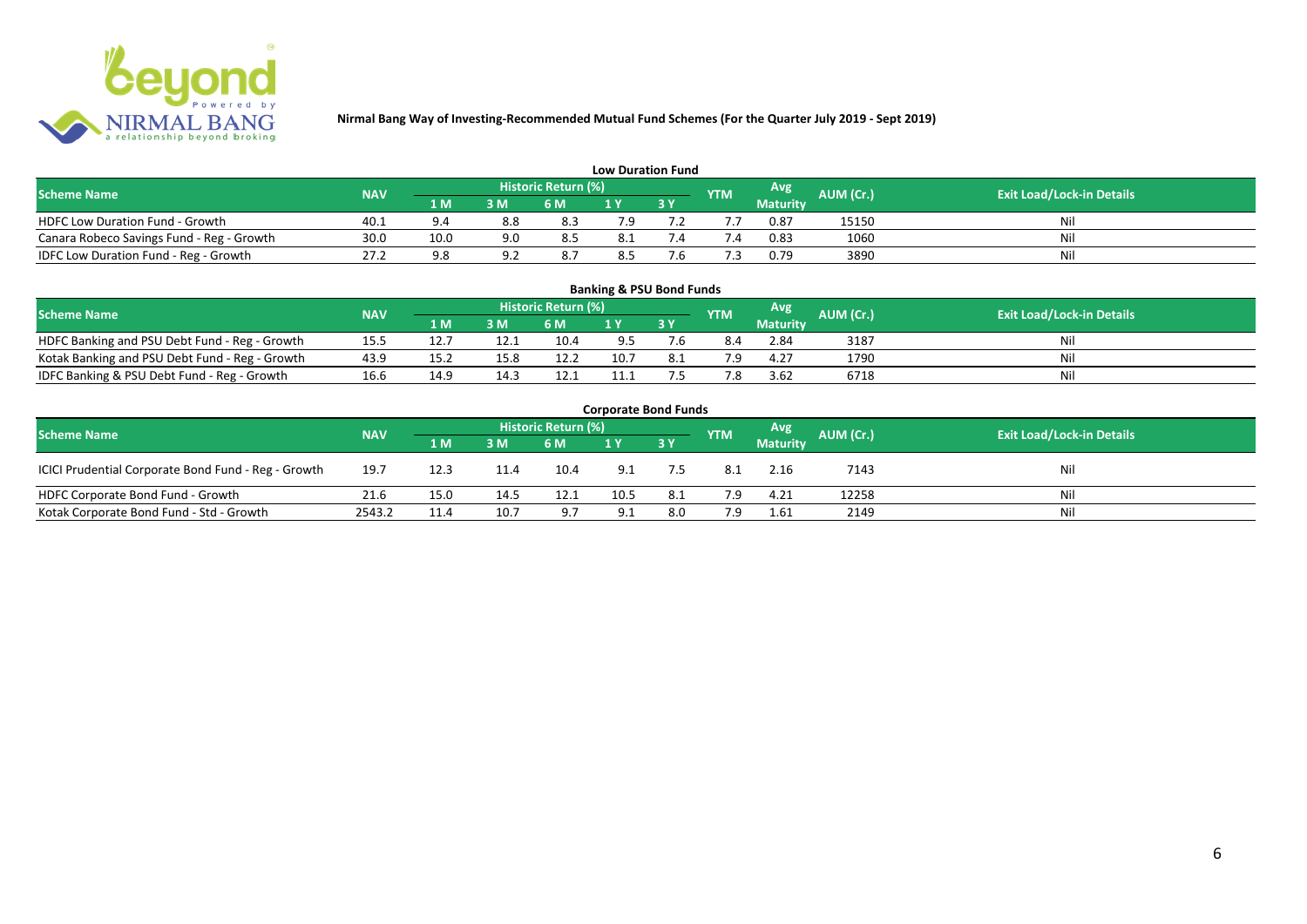**Nirmal Bang Way of Investing-Recommended Mutual Fund Schemes (For the Quarter July 2019 - Sept 2019)**

### Low Duration Fund

| Scheme Name | NAV | Historic Return (%) | | | | | YTM | Avg Maturity | AUM (Cr.) | Exit Load/Lock-in Details |
|---|---|---|---|---|---|---|---|---|---|---|
| | | 1 M | 3 M | 6 M | 1 Y | 3 Y | | | | |
| HDFC Low Duration Fund - Growth | 40.1 | 9.4 | 8.8 | 8.3 | 7.9 | 7.2 | 7.7 | 0.87 | 15150 | Nil |
| Canara Robeco Savings Fund - Reg - Growth | 30.0 | 10.0 | 9.0 | 8.5 | 8.1 | 7.4 | 7.4 | 0.83 | 1060 | Nil |
| IDFC Low Duration Fund - Reg - Growth | 27.2 | 9.8 | 9.2 | 8.7 | 8.5 | 7.6 | 7.3 | 0.79 | 3890 | Nil |

### Banking & PSU Bond Funds

| Scheme Name | NAV | Historic Return (%) | | | | | YTM | Avg Maturity | AUM (Cr.) | Exit Load/Lock-in Details |
|---|---|---|---|---|---|---|---|---|---|---|
| | | 1 M | 3 M | 6 M | 1 Y | 3 Y | | | | |
| HDFC Banking and PSU Debt Fund - Reg - Growth | 15.5 | 12.7 | 12.1 | 10.4 | 9.5 | 7.6 | 8.4 | 2.84 | 3187 | Nil |
| Kotak Banking and PSU Debt Fund - Reg - Growth | 43.9 | 15.2 | 15.8 | 12.2 | 10.7 | 8.1 | 7.9 | 4.27 | 1790 | Nil |
| IDFC Banking & PSU Debt Fund - Reg - Growth | 16.6 | 14.9 | 14.3 | 12.1 | 11.1 | 7.5 | 7.8 | 3.62 | 6718 | Nil |

### Corporate Bond Funds

| Scheme Name | NAV | Historic Return (%) | | | | | YTM | Avg Maturity | AUM (Cr.) | Exit Load/Lock-in Details |
|---|---|---|---|---|---|---|---|---|---|---|
| | | 1 M | 3 M | 6 M | 1 Y | 3 Y | | | | |
| ICICI Prudential Corporate Bond Fund - Reg - Growth | 19.7 | 12.3 | 11.4 | 10.4 | 9.1 | 7.5 | 8.1 | 2.16 | 7143 | Nil |
| HDFC Corporate Bond Fund - Growth | 21.6 | 15.0 | 14.5 | 12.1 | 10.5 | 8.1 | 7.9 | 4.21 | 12258 | Nil |
| Kotak Corporate Bond Fund - Std - Growth | 2543.2 | 11.4 | 10.7 | 9.7 | 9.1 | 8.0 | 7.9 | 1.61 | 2149 | Nil |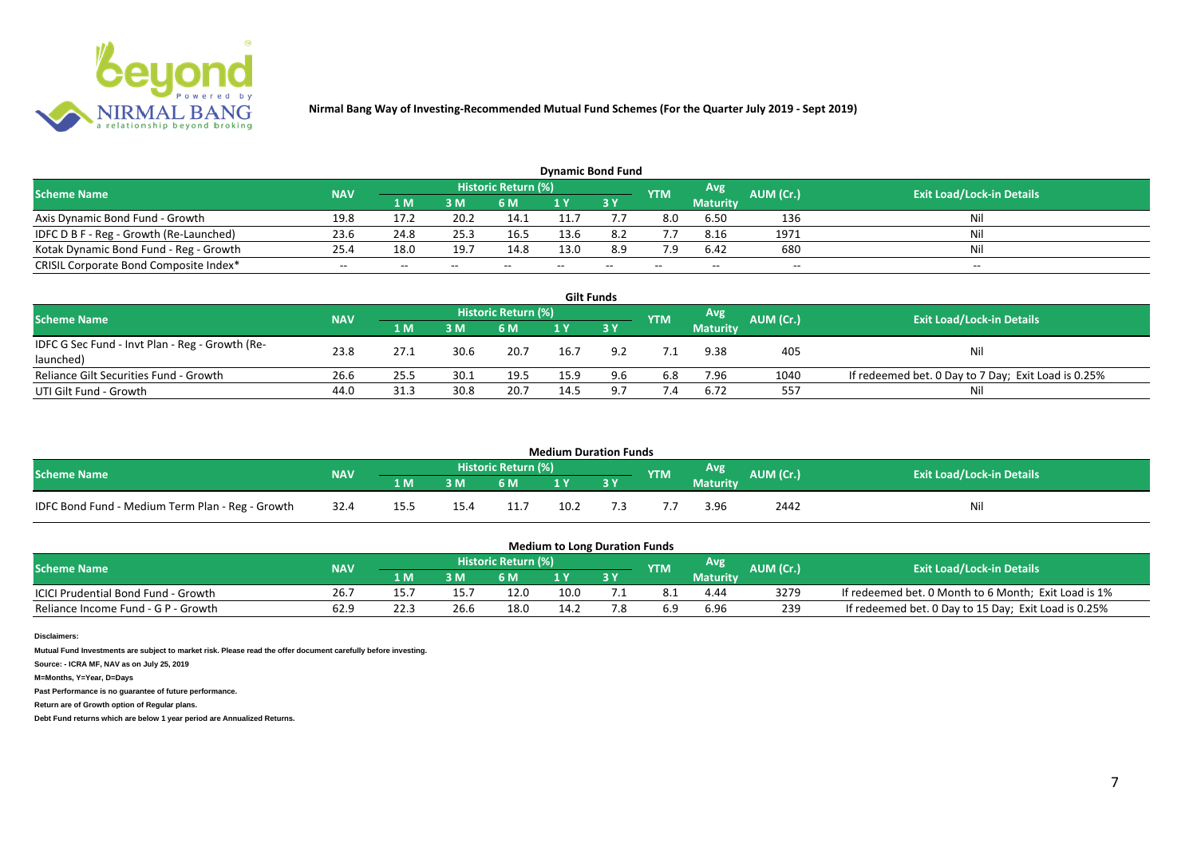**Nirmal Bang Way of Investing-Recommended Mutual Fund Schemes (For the Quarter July 2019 - Sept 2019)**

## Dynamic Bond Fund

| Scheme Name | NAV | Historic Return (%) | | | | | YTM | Avg Maturity | AUM (Cr.) | Exit Load/Lock-in Details |
|---|---|---|---|---|---|---|---|---|---|---|
| | | 1 M | 3 M | 6 M | 1 Y | 3 Y | | | | |
| Axis Dynamic Bond Fund - Growth | 19.8 | 17.2 | 20.2 | 14.1 | 11.7 | 7.7 | 8.0 | 6.50 | 136 | Nil |
| IDFC D B F - Reg - Growth (Re-Launched) | 23.6 | 24.8 | 25.3 | 16.5 | 13.6 | 8.2 | 7.7 | 8.16 | 1971 | Nil |
| Kotak Dynamic Bond Fund - Reg - Growth | 25.4 | 18.0 | 19.7 | 14.8 | 13.0 | 8.9 | 7.9 | 6.42 | 680 | Nil |
| CRISIL Corporate Bond Composite Index* | -- | -- | -- | -- | -- | -- | -- | -- | -- | -- |

## Gilt Funds

| Scheme Name | NAV | Historic Return (%) | | | | | YTM | Avg Maturity | AUM (Cr.) | Exit Load/Lock-in Details |
|---|---|---|---|---|---|---|---|---|---|---|
| | | 1 M | 3 M | 6 M | 1 Y | 3 Y | | | | |
| IDFC G Sec Fund - Invt Plan - Reg - Growth (Re-launched) | 23.8 | 27.1 | 30.6 | 20.7 | 16.7 | 9.2 | 7.1 | 9.38 | 405 | Nil |
| Reliance Gilt Securities Fund - Growth | 26.6 | 25.5 | 30.1 | 19.5 | 15.9 | 9.6 | 6.8 | 7.96 | 1040 | If redeemed bet. 0 Day to 7 Day; Exit Load is 0.25% |
| UTI Gilt Fund - Growth | 44.0 | 31.3 | 30.8 | 20.7 | 14.5 | 9.7 | 7.4 | 6.72 | 557 | Nil |

## Medium Duration Funds

| Scheme Name | NAV | Historic Return (%) | | | | | YTM | Avg Maturity | AUM (Cr.) | Exit Load/Lock-in Details |
|---|---|---|---|---|---|---|---|---|---|---|
| | | 1 M | 3 M | 6 M | 1 Y | 3 Y | | | | |
| IDFC Bond Fund - Medium Term Plan - Reg - Growth | 32.4 | 15.5 | 15.4 | 11.7 | 10.2 | 7.3 | 7.7 | 3.96 | 2442 | Nil |

## Medium to Long Duration Funds

| Scheme Name | NAV | Historic Return (%) | | | | | YTM | Avg Maturity | AUM (Cr.) | Exit Load/Lock-in Details |
|---|---|---|---|---|---|---|---|---|---|---|
| | | 1 M | 3 M | 6 M | 1 Y | 3 Y | | | | |
| ICICI Prudential Bond Fund - Growth | 26.7 | 15.7 | 15.7 | 12.0 | 10.0 | 7.1 | 8.1 | 4.44 | 3279 | If redeemed bet. 0 Month to 6 Month; Exit Load is 1% |
| Reliance Income Fund - G P - Growth | 62.9 | 22.3 | 26.6 | 18.0 | 14.2 | 7.8 | 6.9 | 6.96 | 239 | If redeemed bet. 0 Day to 15 Day; Exit Load is 0.25% |

**Disclaimers:**

**Mutual Fund Investments are subject to market risk. Please read the offer document carefully before investing.**

**Source: - ICRA MF, NAV as on July 25, 2019**

**M=Months, Y=Year, D=Days**

**Past Performance is no guarantee of future performance.**

**Return are of Growth option of Regular plans.**

**Debt Fund returns which are below 1 year period are Annualized Returns.**